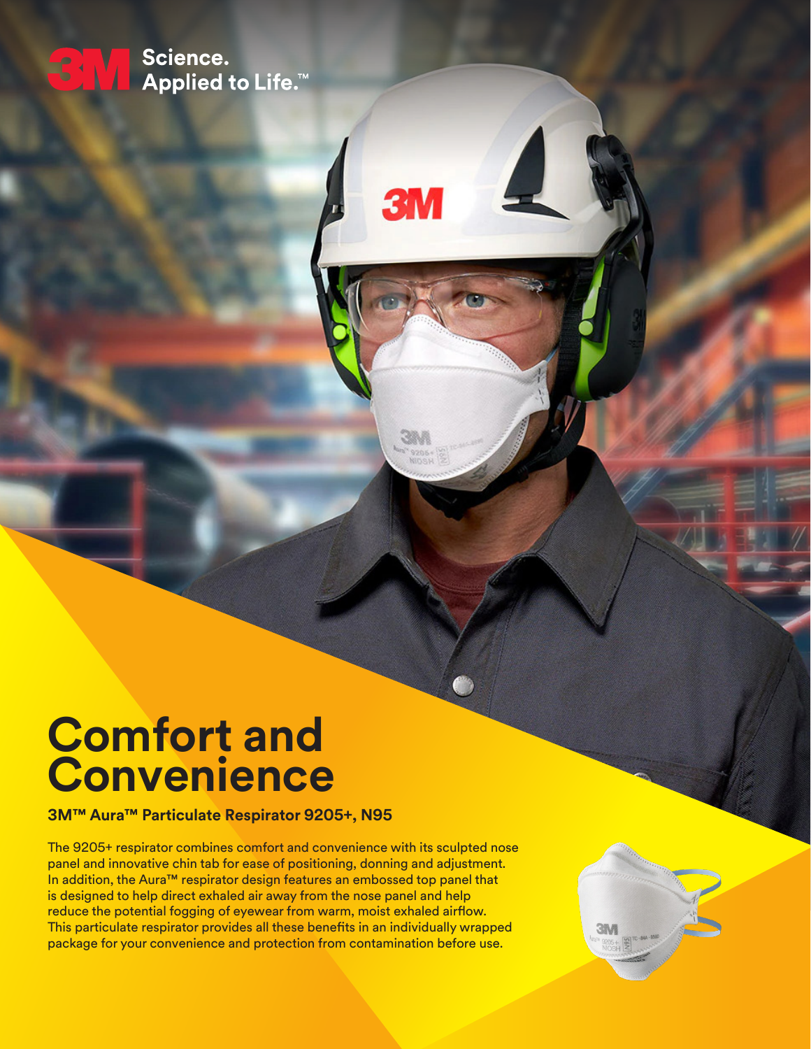3M Science. Applied to Life.™

# Comfort and Convenience

## 3M™ Aura™ Particulate Respirator 9205+, N95

The 9205+ respirator combines comfort and convenience with its sculpted nose panel and innovative chin tab for ease of positioning, donning and adjustment. In addition, the Aura™ respirator design features an embossed top panel that is designed to help direct exhaled air away from the nose panel and help reduce the potential fogging of eyewear from warm, moist exhaled airflow. This particulate respirator provides all these benefits in an individually wrapped package for your convenience and protection from contamination before use.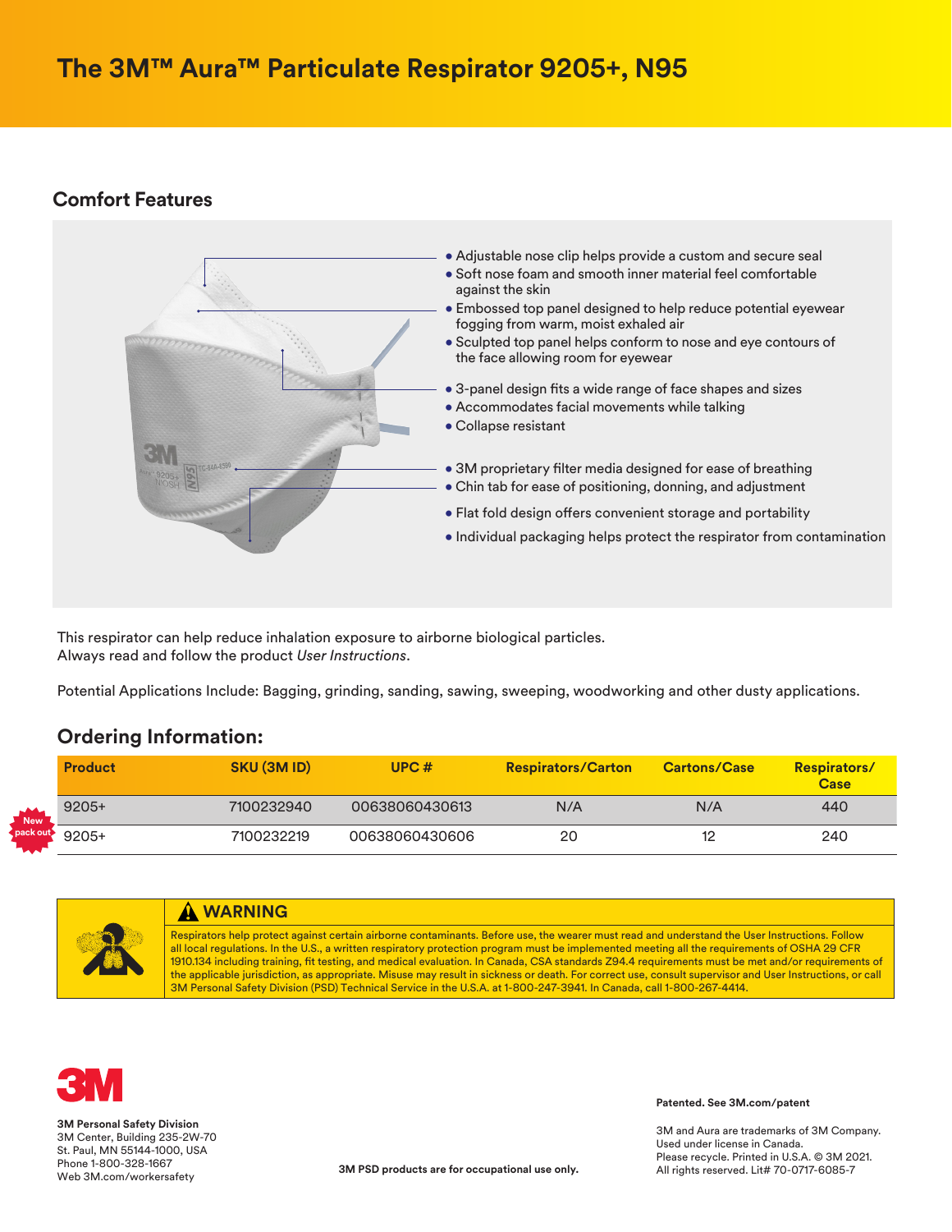# The 3M™ Aura™ Particulate Respirator 9205+, N95

## Comfort Features

- Adjustable nose clip helps provide a custom and secure seal
- Soft nose foam and smooth inner material feel comfortable against the skin
- Embossed top panel designed to help reduce potential eyewear fogging from warm, moist exhaled air
- Sculpted top panel helps conform to nose and eye contours of the face allowing room for eyewear
- 3-panel design fits a wide range of face shapes and sizes
- Accommodates facial movements while talking
- Collapse resistant
- 3M proprietary filter media designed for ease of breathing
- Chin tab for ease of positioning, donning, and adjustment
- Flat fold design offers convenient storage and portability
- Individual packaging helps protect the respirator from contamination

This respirator can help reduce inhalation exposure to airborne biological particles.
Always read and follow the product *User Instructions*.

Potential Applications Include: Bagging, grinding, sanding, sawing, sweeping, woodworking and other dusty applications.

## Ordering Information:

| Product | SKU (3M ID) | UPC # | Respirators/Carton | Cartons/Case | Respirators/Case |
|---|---|---|---|---|---|
| 9205+ | 7100232940 | 00638060430613 | N/A | N/A | 440 |
| New pack out 9205+ | 7100232219 | 00638060430606 | 20 | 12 | 240 |

### ⚠ WARNING

Respirators help protect against certain airborne contaminants. Before use, the wearer must read and understand the User Instructions. Follow all local regulations. In the U.S., a written respiratory protection program must be implemented meeting all the requirements of OSHA 29 CFR 1910.134 including training, fit testing, and medical evaluation. In Canada, CSA standards Z94.4 requirements must be met and/or requirements of the applicable jurisdiction, as appropriate. Misuse may result in sickness or death. For correct use, consult supervisor and User Instructions, or call 3M Personal Safety Division (PSD) Technical Service in the U.S.A. at 1-800-247-3941. In Canada, call 1-800-267-4414.

**3M Personal Safety Division**
3M Center, Building 235-2W-70
St. Paul, MN 55144-1000, USA
Phone 1-800-328-1667
Web 3M.com/workersafety

**3M PSD products are for occupational use only.**

**Patented. See 3M.com/patent**

3M and Aura are trademarks of 3M Company.
Used under license in Canada.
Please recycle. Printed in U.S.A. © 3M 2021.
All rights reserved. Lit# 70-0717-6085-7